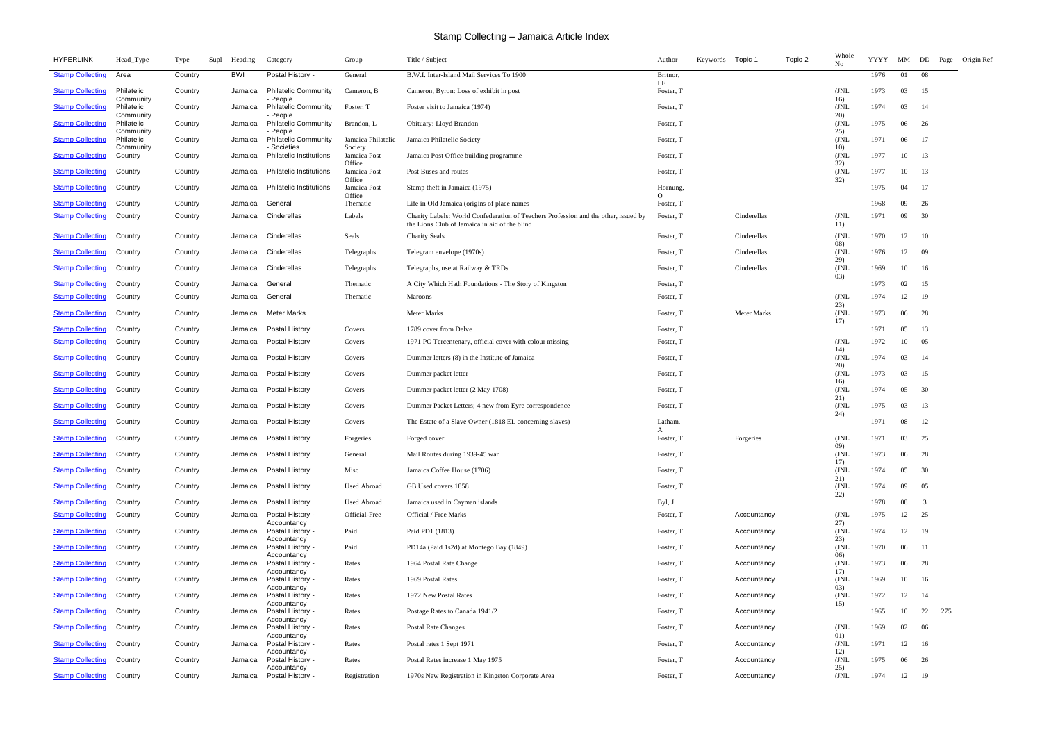# Stamp Collecting – Jamaica Article Index

| HYPERLINK | Head_Type | Type | Supl | Heading | Category | Group | Title / Subject | Author | Keywords | Topic-1 | Topic-2 | Whole No | YYYY | MM | DD | Page | Origin Ref |
|---|---|---|---|---|---|---|---|---|---|---|---|---|---|---|---|---|---|
| Stamp Collecting | Area | Country | | BWI | Postal History - | General | B.W.I. Inter-Island Mail Services To 1900 | Britnor, LE | | | | | 1976 | 01 | 08 | | |
| Stamp Collecting | Philatelic Community | Country | | Jamaica | Philatelic Community - People | Cameron, B | Cameron, Byron: Loss of exhibit in post | Foster, T | | | | (JNL 16) | 1973 | 03 | 15 | | |
| Stamp Collecting | Philatelic Community | Country | | Jamaica | Philatelic Community - People | Foster, T | Foster visit to Jamaica (1974) | Foster, T | | | | (JNL 20) | 1974 | 03 | 14 | | |
| Stamp Collecting | Philatelic Community | Country | | Jamaica | Philatelic Community - People | Brandon, L | Obituary: Lloyd Brandon | Foster, T | | | | (JNL 25) | 1975 | 06 | 26 | | |
| Stamp Collecting | Philatelic Community | Country | | Jamaica | Philatelic Community - Societies | Jamaica Philatelic Society | Jamaica Philatelic Society | Foster, T | | | | (JNL 10) | 1971 | 06 | 17 | | |
| Stamp Collecting | Country | Country | | Jamaica | Philatelic Institutions | Jamaica Post Office | Jamaica Post Office building programme | Foster, T | | | | (JNL 32) | 1977 | 10 | 13 | | |
| Stamp Collecting | Country | Country | | Jamaica | Philatelic Institutions | Jamaica Post Office | Post Buses and routes | Foster, T | | | | (JNL 32) | 1977 | 10 | 13 | | |
| Stamp Collecting | Country | Country | | Jamaica | Philatelic Institutions | Jamaica Post Office | Stamp theft in Jamaica (1975) | Hornung, O | | | | | 1975 | 04 | 17 | | |
| Stamp Collecting | Country | Country | | Jamaica | General | Thematic | Life in Old Jamaica (origins of place names | Foster, T | | | | | 1968 | 09 | 26 | | |
| Stamp Collecting | Country | Country | | Jamaica | Cinderellas | Labels | Charity Labels: World Confederation of Teachers Profession and the other, issued by the Lions Club of Jamaica in aid of the blind | Foster, T | | Cinderellas | | (JNL 11) | 1971 | 09 | 30 | | |
| Stamp Collecting | Country | Country | | Jamaica | Cinderellas | Seals | Charity Seals | Foster, T | | Cinderellas | | (JNL 08) | 1970 | 12 | 10 | | |
| Stamp Collecting | Country | Country | | Jamaica | Cinderellas | Telegraphs | Telegram envelope (1970s) | Foster, T | | Cinderellas | | (JNL 29) | 1976 | 12 | 09 | | |
| Stamp Collecting | Country | Country | | Jamaica | Cinderellas | Telegraphs | Telegraphs, use at Railway & TRDs | Foster, T | | Cinderellas | | (JNL 03) | 1969 | 10 | 16 | | |
| Stamp Collecting | Country | Country | | Jamaica | General | Thematic | A City Which Hath Foundations - The Story of Kingston | Foster, T | | | | | 1973 | 02 | 15 | | |
| Stamp Collecting | Country | Country | | Jamaica | General | Thematic | Maroons | Foster, T | | | | (JNL 23) | 1974 | 12 | 19 | | |
| Stamp Collecting | Country | Country | | Jamaica | Meter Marks | | Meter Marks | Foster, T | | Meter Marks | | (JNL 17) | 1973 | 06 | 28 | | |
| Stamp Collecting | Country | Country | | Jamaica | Postal History | Covers | 1789 cover from Delve | Foster, T | | | | | 1971 | 05 | 13 | | |
| Stamp Collecting | Country | Country | | Jamaica | Postal History | Covers | 1971 PO Tercentenary, official cover with colour missing | Foster, T | | | | (JNL 14) | 1972 | 10 | 05 | | |
| Stamp Collecting | Country | Country | | Jamaica | Postal History | Covers | Dummer letters (8) in the Institute of Jamaica | Foster, T | | | | (JNL 20) | 1974 | 03 | 14 | | |
| Stamp Collecting | Country | Country | | Jamaica | Postal History | Covers | Dummer packet letter | Foster, T | | | | (JNL 16) | 1973 | 03 | 15 | | |
| Stamp Collecting | Country | Country | | Jamaica | Postal History | Covers | Dummer packet letter (2 May 1708) | Foster, T | | | | (JNL 21) | 1974 | 05 | 30 | | |
| Stamp Collecting | Country | Country | | Jamaica | Postal History | Covers | Dummer Packet Letters; 4 new from Eyre correspondence | Foster, T | | | | (JNL 24) | 1975 | 03 | 13 | | |
| Stamp Collecting | Country | Country | | Jamaica | Postal History | Covers | The Estate of a Slave Owner (1818 EL concerning slaves) | Latham, A | | | | | 1971 | 08 | 12 | | |
| Stamp Collecting | Country | Country | | Jamaica | Postal History | Forgeries | Forged cover | Foster, T | | Forgeries | | (JNL 09) | 1971 | 03 | 25 | | |
| Stamp Collecting | Country | Country | | Jamaica | Postal History | General | Mail Routes during 1939-45 war | Foster, T | | | | (JNL 17) | 1973 | 06 | 28 | | |
| Stamp Collecting | Country | Country | | Jamaica | Postal History | Misc | Jamaica Coffee House (1706) | Foster, T | | | | (JNL 21) | 1974 | 05 | 30 | | |
| Stamp Collecting | Country | Country | | Jamaica | Postal History | Used Abroad | GB Used covers 1858 | Foster, T | | | | (JNL 22) | 1974 | 09 | 05 | | |
| Stamp Collecting | Country | Country | | Jamaica | Postal History | Used Abroad | Jamaica used in Cayman islands | Byl, J | | | | | 1978 | 08 | 3 | | |
| Stamp Collecting | Country | Country | | Jamaica | Postal History - Accountancy | Official-Free | Official / Free Marks | Foster, T | | Accountancy | | (JNL 27) | 1975 | 12 | 25 | | |
| Stamp Collecting | Country | Country | | Jamaica | Postal History - Accountancy | Paid | Paid PD1 (1813) | Foster, T | | Accountancy | | (JNL 23) | 1974 | 12 | 19 | | |
| Stamp Collecting | Country | Country | | Jamaica | Postal History - Accountancy | Paid | PD14a (Paid 1s2d) at Montego Bay (1849) | Foster, T | | Accountancy | | (JNL 06) | 1970 | 06 | 11 | | |
| Stamp Collecting | Country | Country | | Jamaica | Postal History - Accountancy | Rates | 1964 Postal Rate Change | Foster, T | | Accountancy | | (JNL 17) | 1973 | 06 | 28 | | |
| Stamp Collecting | Country | Country | | Jamaica | Postal History - Accountancy | Rates | 1969 Postal Rates | Foster, T | | Accountancy | | (JNL 03) | 1969 | 10 | 16 | | |
| Stamp Collecting | Country | Country | | Jamaica | Postal History - Accountancy | Rates | 1972 New Postal Rates | Foster, T | | Accountancy | | (JNL 15) | 1972 | 12 | 14 | | |
| Stamp Collecting | Country | Country | | Jamaica | Postal History - Accountancy | Rates | Postage Rates to Canada 1941/2 | Foster, T | | Accountancy | | | 1965 | 10 | 22 | 275 | |
| Stamp Collecting | Country | Country | | Jamaica | Postal History - Accountancy | Rates | Postal Rate Changes | Foster, T | | Accountancy | | (JNL 01) | 1969 | 02 | 06 | | |
| Stamp Collecting | Country | Country | | Jamaica | Postal History - Accountancy | Rates | Postal rates 1 Sept 1971 | Foster, T | | Accountancy | | (JNL 12) | 1971 | 12 | 16 | | |
| Stamp Collecting | Country | Country | | Jamaica | Postal History - Accountancy | Rates | Postal Rates increase 1 May 1975 | Foster, T | | Accountancy | | (JNL 25) | 1975 | 06 | 26 | | |
| Stamp Collecting | Country | Country | | Jamaica | Postal History - | Registration | 1970s New Registration in Kingston Corporate Area | Foster, T | | Accountancy | | (JNL | 1974 | 12 | 19 | | |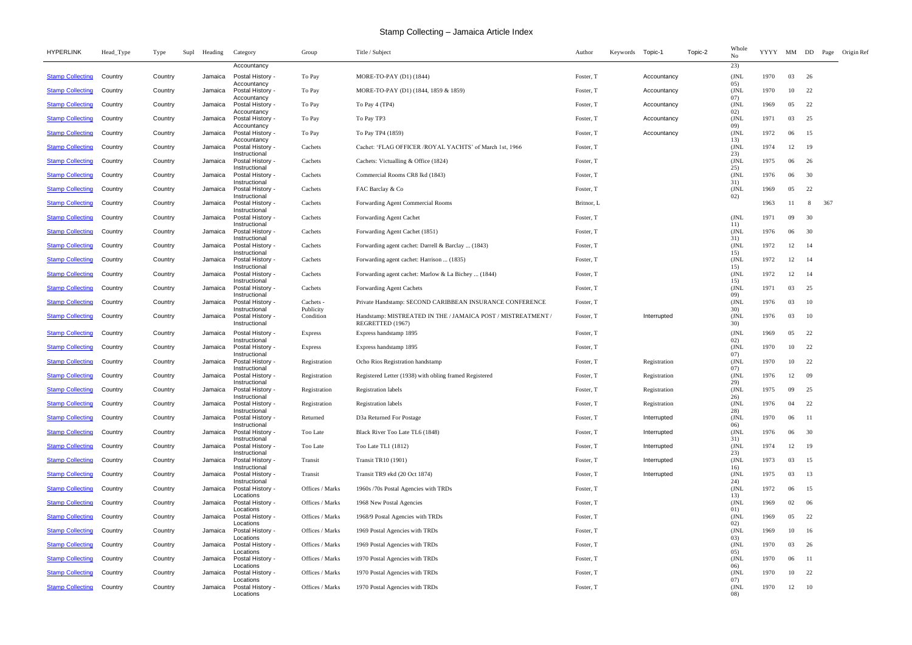# Stamp Collecting – Jamaica Article Index

| HYPERLINK | Head_Type | Type | Supl | Heading | Category | Group | Title / Subject | Author | Keywords | Topic-1 | Topic-2 | Whole No | YYYY | MM | DD | Page | Origin Ref |
|---|---|---|---|---|---|---|---|---|---|---|---|---|---|---|---|---|---|
| | | | | | Accountancy | | | | | | | 23) | | | | | |
| Stamp Collecting | Country | Country | | Jamaica | Postal History - Accountancy | To Pay | MORE-TO-PAY (D1) (1844) | Foster, T | | Accountancy | | (JNL 05) | 1970 | 03 | 26 | | |
| Stamp Collecting | Country | Country | | Jamaica | Postal History - Accountancy | To Pay | MORE-TO-PAY (D1) (1844, 1859 & 1859) | Foster, T | | Accountancy | | (JNL 07) | 1970 | 10 | 22 | | |
| Stamp Collecting | Country | Country | | Jamaica | Postal History - Accountancy | To Pay | To Pay 4 (TP4) | Foster, T | | Accountancy | | (JNL 02) | 1969 | 05 | 22 | | |
| Stamp Collecting | Country | Country | | Jamaica | Postal History - Accountancy | To Pay | To Pay TP3 | Foster, T | | Accountancy | | (JNL 09) | 1971 | 03 | 25 | | |
| Stamp Collecting | Country | Country | | Jamaica | Postal History - Accountancy | To Pay | To Pay TP4 (1859) | Foster, T | | Accountancy | | (JNL 13) | 1972 | 06 | 15 | | |
| Stamp Collecting | Country | Country | | Jamaica | Postal History - Instructional | Cachets | Cachet: 'FLAG OFFICER /ROYAL YACHTS' of March 1st, 1966 | Foster, T | | | | (JNL 23) | 1974 | 12 | 19 | | |
| Stamp Collecting | Country | Country | | Jamaica | Postal History - Instructional | Cachets | Cachets: Victualling & Office (1824) | Foster, T | | | | (JNL 25) | 1975 | 06 | 26 | | |
| Stamp Collecting | Country | Country | | Jamaica | Postal History - Instructional | Cachets | Commercial Rooms CR8 lkd (1843) | Foster, T | | | | (JNL 31) | 1976 | 06 | 30 | | |
| Stamp Collecting | Country | Country | | Jamaica | Postal History - Instructional | Cachets | FAC Barclay & Co | Foster, T | | | | (JNL 02) | 1969 | 05 | 22 | | |
| Stamp Collecting | Country | Country | | Jamaica | Postal History - Instructional | Cachets | Forwarding Agent Commercial Rooms | Britnor, L | | | | | 1963 | 11 | 8 | 367 | |
| Stamp Collecting | Country | Country | | Jamaica | Postal History - Instructional | Cachets | Forwarding Agent Cachet | Foster, T | | | | (JNL 11) | 1971 | 09 | 30 | | |
| Stamp Collecting | Country | Country | | Jamaica | Postal History - Instructional | Cachets | Forwarding Agent Cachet (1851) | Foster, T | | | | (JNL 31) | 1976 | 06 | 30 | | |
| Stamp Collecting | Country | Country | | Jamaica | Postal History - Instructional | Cachets | Forwarding agent cachet: Darrell & Barclay ... (1843) | Foster, T | | | | (JNL 15) | 1972 | 12 | 14 | | |
| Stamp Collecting | Country | Country | | Jamaica | Postal History - Instructional | Cachets | Forwarding agent cachet: Harrison ... (1835) | Foster, T | | | | (JNL 15) | 1972 | 12 | 14 | | |
| Stamp Collecting | Country | Country | | Jamaica | Postal History - Instructional | Cachets | Forwarding agent cachet: Marlow & La Bichey ... (1844) | Foster, T | | | | (JNL 15) | 1972 | 12 | 14 | | |
| Stamp Collecting | Country | Country | | Jamaica | Postal History - Instructional | Cachets | Forwarding Agent Cachets | Foster, T | | | | (JNL 09) | 1971 | 03 | 25 | | |
| Stamp Collecting | Country | Country | | Jamaica | Postal History - Instructional | Cachets - Publicity | Private Handstamp: SECOND CARIBBEAN INSURANCE CONFERENCE | Foster, T | | | | (JNL 30) | 1976 | 03 | 10 | | |
| Stamp Collecting | Country | Country | | Jamaica | Postal History - Instructional | Condition | Handstamp: MISTREATED IN THE / JAMAICA POST / MISTREATMENT / REGRETTED (1967) | Foster, T | | Interrupted | | (JNL 30) | 1976 | 03 | 10 | | |
| Stamp Collecting | Country | Country | | Jamaica | Postal History - Instructional | Express | Express handstamp 1895 | Foster, T | | | | (JNL 02) | 1969 | 05 | 22 | | |
| Stamp Collecting | Country | Country | | Jamaica | Postal History - Instructional | Express | Express handstamp 1895 | Foster, T | | | | (JNL 07) | 1970 | 10 | 22 | | |
| Stamp Collecting | Country | Country | | Jamaica | Postal History - Instructional | Registration | Ocho Rios Registration handstamp | Foster, T | | Registration | | (JNL 07) | 1970 | 10 | 22 | | |
| Stamp Collecting | Country | Country | | Jamaica | Postal History - Instructional | Registration | Registered Letter (1938) with obling framed Registered | Foster, T | | Registration | | (JNL 29) | 1976 | 12 | 09 | | |
| Stamp Collecting | Country | Country | | Jamaica | Postal History - Instructional | Registration | Registration labels | Foster, T | | Registration | | (JNL 26) | 1975 | 09 | 25 | | |
| Stamp Collecting | Country | Country | | Jamaica | Postal History - Instructional | Registration | Registration labels | Foster, T | | Registration | | (JNL 28) | 1976 | 04 | 22 | | |
| Stamp Collecting | Country | Country | | Jamaica | Postal History - Instructional | Returned | D3a Returned For Postage | Foster, T | | Interrupted | | (JNL 06) | 1970 | 06 | 11 | | |
| Stamp Collecting | Country | Country | | Jamaica | Postal History - Instructional | Too Late | Black River Too Late TL6 (1848) | Foster, T | | Interrupted | | (JNL 31) | 1976 | 06 | 30 | | |
| Stamp Collecting | Country | Country | | Jamaica | Postal History - Instructional | Too Late | Too Late TL1 (1812) | Foster, T | | Interrupted | | (JNL 23) | 1974 | 12 | 19 | | |
| Stamp Collecting | Country | Country | | Jamaica | Postal History - Instructional | Transit | Transit TR10 (1901) | Foster, T | | Interrupted | | (JNL 16) | 1973 | 03 | 15 | | |
| Stamp Collecting | Country | Country | | Jamaica | Postal History - Instructional | Transit | Transit TR9 ekd (20 Oct 1874) | Foster, T | | Interrupted | | (JNL 24) | 1975 | 03 | 13 | | |
| Stamp Collecting | Country | Country | | Jamaica | Postal History - Locations | Offices / Marks | 1960s /70s Postal Agencies with TRDs | Foster, T | | | | (JNL 13) | 1972 | 06 | 15 | | |
| Stamp Collecting | Country | Country | | Jamaica | Postal History - Locations | Offices / Marks | 1968 New Postal Agencies | Foster, T | | | | (JNL 01) | 1969 | 02 | 06 | | |
| Stamp Collecting | Country | Country | | Jamaica | Postal History - Locations | Offices / Marks | 1968/9 Postal Agencies with TRDs | Foster, T | | | | (JNL 02) | 1969 | 05 | 22 | | |
| Stamp Collecting | Country | Country | | Jamaica | Postal History - Locations | Offices / Marks | 1969 Postal Agencies with TRDs | Foster, T | | | | (JNL 03) | 1969 | 10 | 16 | | |
| Stamp Collecting | Country | Country | | Jamaica | Postal History - Locations | Offices / Marks | 1969 Postal Agencies with TRDs | Foster, T | | | | (JNL 05) | 1970 | 03 | 26 | | |
| Stamp Collecting | Country | Country | | Jamaica | Postal History - Locations | Offices / Marks | 1970 Postal Agencies with TRDs | Foster, T | | | | (JNL 06) | 1970 | 06 | 11 | | |
| Stamp Collecting | Country | Country | | Jamaica | Postal History - Locations | Offices / Marks | 1970 Postal Agencies with TRDs | Foster, T | | | | (JNL 07) | 1970 | 10 | 22 | | |
| Stamp Collecting | Country | Country | | Jamaica | Postal History - Locations | Offices / Marks | 1970 Postal Agencies with TRDs | Foster, T | | | | (JNL 08) | 1970 | 12 | 10 | | |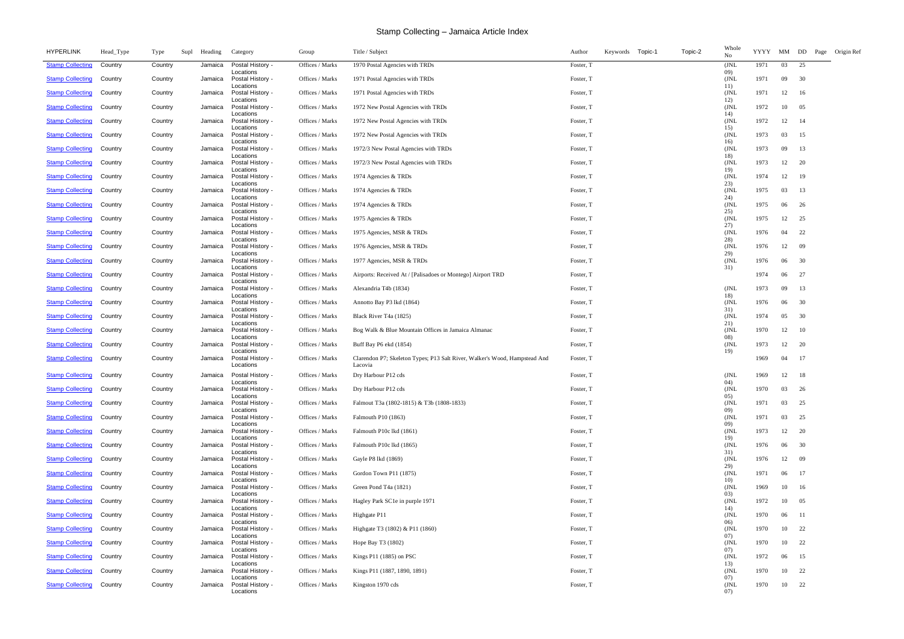# Stamp Collecting – Jamaica Article Index

| HYPERLINK | Head_Type | Type | Supl | Heading | Category | Group | Title / Subject | Author | Keywords | Topic-1 | Topic-2 | Whole No | YYYY | MM | DD | Page | Origin Ref |
|---|---|---|---|---|---|---|---|---|---|---|---|---|---|---|---|---|---|
| Stamp Collecting | Country | Country | | Jamaica | Postal History - Locations | Offices / Marks | 1970 Postal Agencies with TRDs | Foster, T | | | | (JNL 09) | 1971 | 03 | 25 | | |
| Stamp Collecting | Country | Country | | Jamaica | Postal History - Locations | Offices / Marks | 1971 Postal Agencies with TRDs | Foster, T | | | | (JNL 11) | 1971 | 09 | 30 | | |
| Stamp Collecting | Country | Country | | Jamaica | Postal History - Locations | Offices / Marks | 1971 Postal Agencies with TRDs | Foster, T | | | | (JNL 12) | 1971 | 12 | 16 | | |
| Stamp Collecting | Country | Country | | Jamaica | Postal History - Locations | Offices / Marks | 1972 New Postal Agencies with TRDs | Foster, T | | | | (JNL 14) | 1972 | 10 | 05 | | |
| Stamp Collecting | Country | Country | | Jamaica | Postal History - Locations | Offices / Marks | 1972 New Postal Agencies with TRDs | Foster, T | | | | (JNL 15) | 1972 | 12 | 14 | | |
| Stamp Collecting | Country | Country | | Jamaica | Postal History - Locations | Offices / Marks | 1972 New Postal Agencies with TRDs | Foster, T | | | | (JNL 16) | 1973 | 03 | 15 | | |
| Stamp Collecting | Country | Country | | Jamaica | Postal History - Locations | Offices / Marks | 1972/3 New Postal Agencies with TRDs | Foster, T | | | | (JNL 18) | 1973 | 09 | 13 | | |
| Stamp Collecting | Country | Country | | Jamaica | Postal History - Locations | Offices / Marks | 1972/3 New Postal Agencies with TRDs | Foster, T | | | | (JNL 19) | 1973 | 12 | 20 | | |
| Stamp Collecting | Country | Country | | Jamaica | Postal History - Locations | Offices / Marks | 1974 Agencies & TRDs | Foster, T | | | | (JNL 23) | 1974 | 12 | 19 | | |
| Stamp Collecting | Country | Country | | Jamaica | Postal History - Locations | Offices / Marks | 1974 Agencies & TRDs | Foster, T | | | | (JNL 24) | 1975 | 03 | 13 | | |
| Stamp Collecting | Country | Country | | Jamaica | Postal History - Locations | Offices / Marks | 1974 Agencies & TRDs | Foster, T | | | | (JNL 25) | 1975 | 06 | 26 | | |
| Stamp Collecting | Country | Country | | Jamaica | Postal History - Locations | Offices / Marks | 1975 Agencies & TRDs | Foster, T | | | | (JNL 27) | 1975 | 12 | 25 | | |
| Stamp Collecting | Country | Country | | Jamaica | Postal History - Locations | Offices / Marks | 1975 Agencies, MSR & TRDs | Foster, T | | | | (JNL 28) | 1976 | 04 | 22 | | |
| Stamp Collecting | Country | Country | | Jamaica | Postal History - Locations | Offices / Marks | 1976 Agencies, MSR & TRDs | Foster, T | | | | (JNL 29) | 1976 | 12 | 09 | | |
| Stamp Collecting | Country | Country | | Jamaica | Postal History - Locations | Offices / Marks | 1977 Agencies, MSR & TRDs | Foster, T | | | | (JNL 31) | 1976 | 06 | 30 | | |
| Stamp Collecting | Country | Country | | Jamaica | Postal History - Locations | Offices / Marks | Airports: Received At / [Palisadoes or Montego] Airport TRD | Foster, T | | | | | 1974 | 06 | 27 | | |
| Stamp Collecting | Country | Country | | Jamaica | Postal History - Locations | Offices / Marks | Alexandria T4b (1834) | Foster, T | | | | (JNL 18) | 1973 | 09 | 13 | | |
| Stamp Collecting | Country | Country | | Jamaica | Postal History - Locations | Offices / Marks | Annotto Bay P3 lkd (1864) | Foster, T | | | | (JNL 31) | 1976 | 06 | 30 | | |
| Stamp Collecting | Country | Country | | Jamaica | Postal History - Locations | Offices / Marks | Black River T4a (1825) | Foster, T | | | | (JNL 21) | 1974 | 05 | 30 | | |
| Stamp Collecting | Country | Country | | Jamaica | Postal History - Locations | Offices / Marks | Bog Walk & Blue Mountain Offices in Jamaica Almanac | Foster, T | | | | (JNL 08) | 1970 | 12 | 10 | | |
| Stamp Collecting | Country | Country | | Jamaica | Postal History - Locations | Offices / Marks | Buff Bay P6 ekd (1854) | Foster, T | | | | (JNL 19) | 1973 | 12 | 20 | | |
| Stamp Collecting | Country | Country | | Jamaica | Postal History - Locations | Offices / Marks | Clarendon P7; Skeleton Types; P13 Salt River, Walker's Wood, Hampstead And Lacovia | Foster, T | | | | | 1969 | 04 | 17 | | |
| Stamp Collecting | Country | Country | | Jamaica | Postal History - Locations | Offices / Marks | Dry Harbour P12 cds | Foster, T | | | | (JNL 04) | 1969 | 12 | 18 | | |
| Stamp Collecting | Country | Country | | Jamaica | Postal History - Locations | Offices / Marks | Dry Harbour P12 cds | Foster, T | | | | (JNL 05) | 1970 | 03 | 26 | | |
| Stamp Collecting | Country | Country | | Jamaica | Postal History - Locations | Offices / Marks | Falmout T3a (1802-1815) & T3b (1808-1833) | Foster, T | | | | (JNL 09) | 1971 | 03 | 25 | | |
| Stamp Collecting | Country | Country | | Jamaica | Postal History - Locations | Offices / Marks | Falmouth P10 (1863) | Foster, T | | | | (JNL 09) | 1971 | 03 | 25 | | |
| Stamp Collecting | Country | Country | | Jamaica | Postal History - Locations | Offices / Marks | Falmouth P10c lkd (1861) | Foster, T | | | | (JNL 19) | 1973 | 12 | 20 | | |
| Stamp Collecting | Country | Country | | Jamaica | Postal History - Locations | Offices / Marks | Falmouth P10c lkd (1865) | Foster, T | | | | (JNL 31) | 1976 | 06 | 30 | | |
| Stamp Collecting | Country | Country | | Jamaica | Postal History - Locations | Offices / Marks | Gayle P8 lkd (1869) | Foster, T | | | | (JNL 29) | 1976 | 12 | 09 | | |
| Stamp Collecting | Country | Country | | Jamaica | Postal History - Locations | Offices / Marks | Gordon Town P11 (1875) | Foster, T | | | | (JNL 10) | 1971 | 06 | 17 | | |
| Stamp Collecting | Country | Country | | Jamaica | Postal History - Locations | Offices / Marks | Green Pond T4a (1821) | Foster, T | | | | (JNL 03) | 1969 | 10 | 16 | | |
| Stamp Collecting | Country | Country | | Jamaica | Postal History - Locations | Offices / Marks | Hagley Park SC1e in purple 1971 | Foster, T | | | | (JNL 14) | 1972 | 10 | 05 | | |
| Stamp Collecting | Country | Country | | Jamaica | Postal History - Locations | Offices / Marks | Highgate P11 | Foster, T | | | | (JNL 06) | 1970 | 06 | 11 | | |
| Stamp Collecting | Country | Country | | Jamaica | Postal History - Locations | Offices / Marks | Highgate T3 (1802) & P11 (1860) | Foster, T | | | | (JNL 07) | 1970 | 10 | 22 | | |
| Stamp Collecting | Country | Country | | Jamaica | Postal History - Locations | Offices / Marks | Hope Bay T3 (1802) | Foster, T | | | | (JNL 07) | 1970 | 10 | 22 | | |
| Stamp Collecting | Country | Country | | Jamaica | Postal History - Locations | Offices / Marks | Kings P11 (1885) on PSC | Foster, T | | | | (JNL 13) | 1972 | 06 | 15 | | |
| Stamp Collecting | Country | Country | | Jamaica | Postal History - Locations | Offices / Marks | Kings P11 (1887, 1890, 1891) | Foster, T | | | | (JNL 07) | 1970 | 10 | 22 | | |
| Stamp Collecting | Country | Country | | Jamaica | Postal History - Locations | Offices / Marks | Kingston 1970 cds | Foster, T | | | | (JNL 07) | 1970 | 10 | 22 | | |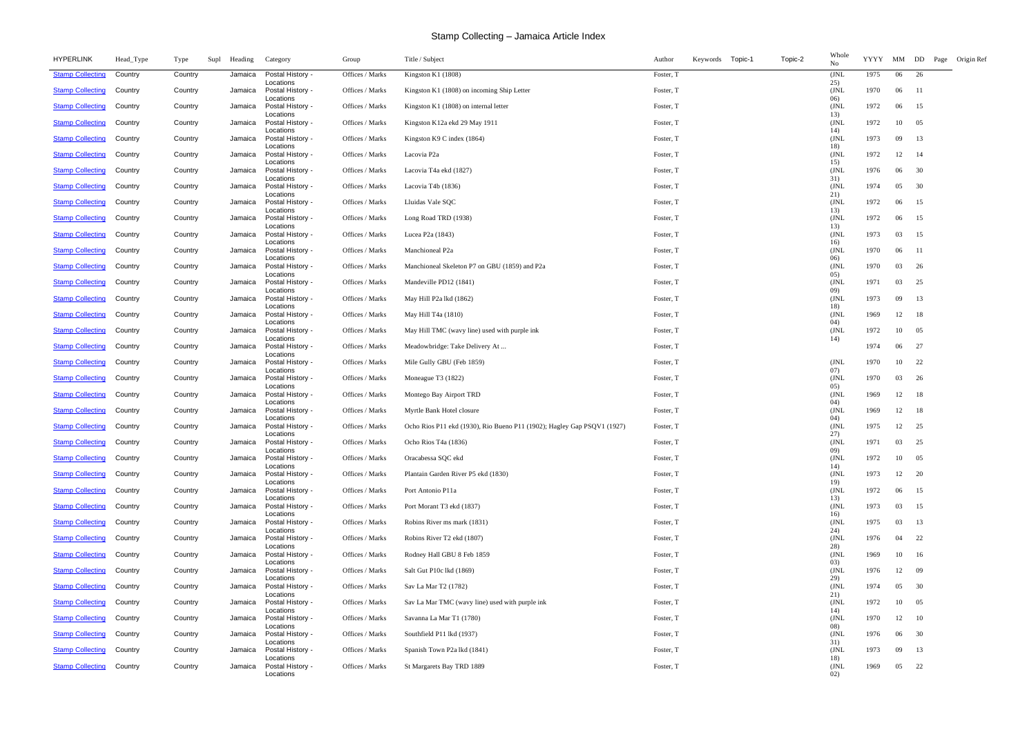# Stamp Collecting – Jamaica Article Index

| HYPERLINK | Head_Type | Type | Supl | Heading | Category | Group | Title / Subject | Author | Keywords | Topic-1 | Topic-2 | Whole No | YYYY | MM | DD | Page | Origin Ref |
|---|---|---|---|---|---|---|---|---|---|---|---|---|---|---|---|---|---|
| Stamp Collecting | Country | Country | | Jamaica | Postal History - Locations | Offices / Marks | Kingston K1 (1808) | Foster, T | | | | (JNL 25) | 1975 | 06 | 26 | | |
| Stamp Collecting | Country | Country | | Jamaica | Postal History - Locations | Offices / Marks | Kingston K1 (1808) on incoming Ship Letter | Foster, T | | | | (JNL 06) | 1970 | 06 | 11 | | |
| Stamp Collecting | Country | Country | | Jamaica | Postal History - Locations | Offices / Marks | Kingston K1 (1808) on internal letter | Foster, T | | | | (JNL 13) | 1972 | 06 | 15 | | |
| Stamp Collecting | Country | Country | | Jamaica | Postal History - Locations | Offices / Marks | Kingston K12a ekd 29 May 1911 | Foster, T | | | | (JNL 14) | 1972 | 10 | 05 | | |
| Stamp Collecting | Country | Country | | Jamaica | Postal History - Locations | Offices / Marks | Kingston K9 C index (1864) | Foster, T | | | | (JNL 18) | 1973 | 09 | 13 | | |
| Stamp Collecting | Country | Country | | Jamaica | Postal History - Locations | Offices / Marks | Lacovia P2a | Foster, T | | | | (JNL 15) | 1972 | 12 | 14 | | |
| Stamp Collecting | Country | Country | | Jamaica | Postal History - Locations | Offices / Marks | Lacovia T4a ekd (1827) | Foster, T | | | | (JNL 31) | 1976 | 06 | 30 | | |
| Stamp Collecting | Country | Country | | Jamaica | Postal History - Locations | Offices / Marks | Lacovia T4b (1836) | Foster, T | | | | (JNL 21) | 1974 | 05 | 30 | | |
| Stamp Collecting | Country | Country | | Jamaica | Postal History - Locations | Offices / Marks | Lluidas Vale SQC | Foster, T | | | | (JNL 13) | 1972 | 06 | 15 | | |
| Stamp Collecting | Country | Country | | Jamaica | Postal History - Locations | Offices / Marks | Long Road TRD (1938) | Foster, T | | | | (JNL 13) | 1972 | 06 | 15 | | |
| Stamp Collecting | Country | Country | | Jamaica | Postal History - Locations | Offices / Marks | Lucea P2a (1843) | Foster, T | | | | (JNL 16) | 1973 | 03 | 15 | | |
| Stamp Collecting | Country | Country | | Jamaica | Postal History - Locations | Offices / Marks | Manchioneal P2a | Foster, T | | | | (JNL 06) | 1970 | 06 | 11 | | |
| Stamp Collecting | Country | Country | | Jamaica | Postal History - Locations | Offices / Marks | Manchioneal Skeleton P7 on GBU (1859) and P2a | Foster, T | | | | (JNL 05) | 1970 | 03 | 26 | | |
| Stamp Collecting | Country | Country | | Jamaica | Postal History - Locations | Offices / Marks | Mandeville PD12 (1841) | Foster, T | | | | (JNL 09) | 1971 | 03 | 25 | | |
| Stamp Collecting | Country | Country | | Jamaica | Postal History - Locations | Offices / Marks | May Hill P2a lkd (1862) | Foster, T | | | | (JNL 18) | 1973 | 09 | 13 | | |
| Stamp Collecting | Country | Country | | Jamaica | Postal History - Locations | Offices / Marks | May Hill T4a (1810) | Foster, T | | | | (JNL 04) | 1969 | 12 | 18 | | |
| Stamp Collecting | Country | Country | | Jamaica | Postal History - Locations | Offices / Marks | May Hill TMC (wavy line) used with purple ink | Foster, T | | | | (JNL 14) | 1972 | 10 | 05 | | |
| Stamp Collecting | Country | Country | | Jamaica | Postal History - Locations | Offices / Marks | Meadowbridge: Take Delivery At ... | Foster, T | | | | | 1974 | 06 | 27 | | |
| Stamp Collecting | Country | Country | | Jamaica | Postal History - Locations | Offices / Marks | Mile Gully GBU (Feb 1859) | Foster, T | | | | (JNL 07) | 1970 | 10 | 22 | | |
| Stamp Collecting | Country | Country | | Jamaica | Postal History - Locations | Offices / Marks | Moneague T3 (1822) | Foster, T | | | | (JNL 05) | 1970 | 03 | 26 | | |
| Stamp Collecting | Country | Country | | Jamaica | Postal History - Locations | Offices / Marks | Montego Bay Airport TRD | Foster, T | | | | (JNL 04) | 1969 | 12 | 18 | | |
| Stamp Collecting | Country | Country | | Jamaica | Postal History - Locations | Offices / Marks | Myrtle Bank Hotel closure | Foster, T | | | | (JNL 04) | 1969 | 12 | 18 | | |
| Stamp Collecting | Country | Country | | Jamaica | Postal History - Locations | Offices / Marks | Ocho Rios P11 ekd (1930), Rio Bueno P11 (1902); Hagley Gap PSQV1 (1927) | Foster, T | | | | (JNL 27) | 1975 | 12 | 25 | | |
| Stamp Collecting | Country | Country | | Jamaica | Postal History - Locations | Offices / Marks | Ocho Rios T4a (1836) | Foster, T | | | | (JNL 09) | 1971 | 03 | 25 | | |
| Stamp Collecting | Country | Country | | Jamaica | Postal History - Locations | Offices / Marks | Oracabessa SQC ekd | Foster, T | | | | (JNL 14) | 1972 | 10 | 05 | | |
| Stamp Collecting | Country | Country | | Jamaica | Postal History - Locations | Offices / Marks | Plantain Garden River P5 ekd (1830) | Foster, T | | | | (JNL 19) | 1973 | 12 | 20 | | |
| Stamp Collecting | Country | Country | | Jamaica | Postal History - Locations | Offices / Marks | Port Antonio P11a | Foster, T | | | | (JNL 13) | 1972 | 06 | 15 | | |
| Stamp Collecting | Country | Country | | Jamaica | Postal History - Locations | Offices / Marks | Port Morant T3 ekd (1837) | Foster, T | | | | (JNL 16) | 1973 | 03 | 15 | | |
| Stamp Collecting | Country | Country | | Jamaica | Postal History - Locations | Offices / Marks | Robins River ms mark (1831) | Foster, T | | | | (JNL 24) | 1975 | 03 | 13 | | |
| Stamp Collecting | Country | Country | | Jamaica | Postal History - Locations | Offices / Marks | Robins River T2 ekd (1807) | Foster, T | | | | (JNL 28) | 1976 | 04 | 22 | | |
| Stamp Collecting | Country | Country | | Jamaica | Postal History - Locations | Offices / Marks | Rodney Hall GBU 8 Feb 1859 | Foster, T | | | | (JNL 03) | 1969 | 10 | 16 | | |
| Stamp Collecting | Country | Country | | Jamaica | Postal History - Locations | Offices / Marks | Salt Gut P10c lkd (1869) | Foster, T | | | | (JNL 29) | 1976 | 12 | 09 | | |
| Stamp Collecting | Country | Country | | Jamaica | Postal History - Locations | Offices / Marks | Sav La Mar T2 (1782) | Foster, T | | | | (JNL 21) | 1974 | 05 | 30 | | |
| Stamp Collecting | Country | Country | | Jamaica | Postal History - Locations | Offices / Marks | Sav La Mar TMC (wavy line) used with purple ink | Foster, T | | | | (JNL 14) | 1972 | 10 | 05 | | |
| Stamp Collecting | Country | Country | | Jamaica | Postal History - Locations | Offices / Marks | Savanna La Mar T1 (1780) | Foster, T | | | | (JNL 08) | 1970 | 12 | 10 | | |
| Stamp Collecting | Country | Country | | Jamaica | Postal History - Locations | Offices / Marks | Southfield P11 lkd (1937) | Foster, T | | | | (JNL 31) | 1976 | 06 | 30 | | |
| Stamp Collecting | Country | Country | | Jamaica | Postal History - Locations | Offices / Marks | Spanish Town P2a lkd (1841) | Foster, T | | | | (JNL 18) | 1973 | 09 | 13 | | |
| Stamp Collecting | Country | Country | | Jamaica | Postal History - Locations | Offices / Marks | St Margarets Bay TRD 1889 | Foster, T | | | | (JNL 02) | 1969 | 05 | 22 | | |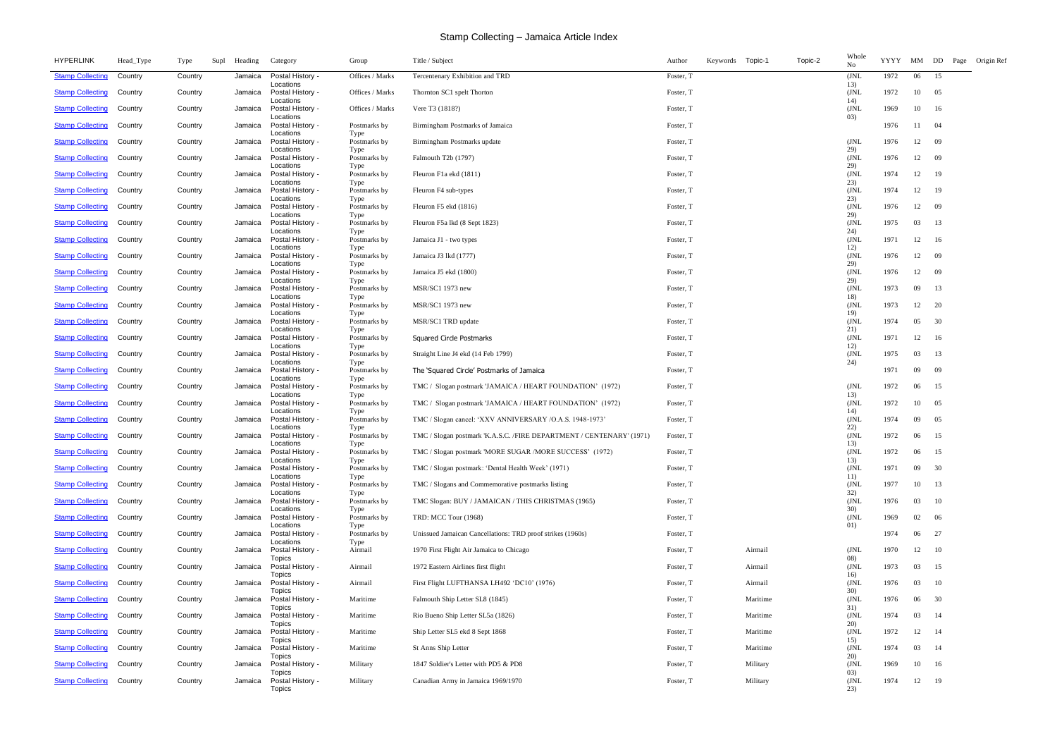# Stamp Collecting – Jamaica Article Index

| HYPERLINK | Head_Type | Type | Supl | Heading | Category | Group | Title / Subject | Author | Keywords | Topic-1 | Topic-2 | Whole No | YYYY | MM | DD | Page | Origin Ref |
|---|---|---|---|---|---|---|---|---|---|---|---|---|---|---|---|---|---|
| Stamp Collecting | Country | Country | | Jamaica | Postal History - Locations | Offices / Marks | Tercentenary Exhibition and TRD | Foster, T | | | | (JNL 13) | 1972 | 06 | 15 | | |
| Stamp Collecting | Country | Country | | Jamaica | Postal History - Locations | Offices / Marks | Thornton SC1 spelt Thorton | Foster, T | | | | (JNL 14) | 1972 | 10 | 05 | | |
| Stamp Collecting | Country | Country | | Jamaica | Postal History - Locations | Offices / Marks | Vere T3 (1818?) | Foster, T | | | | (JNL 03) | 1969 | 10 | 16 | | |
| Stamp Collecting | Country | Country | | Jamaica | Postal History - Locations | Postmarks by Type | Birmingham Postmarks of Jamaica | Foster, T | | | | | 1976 | 11 | 04 | | |
| Stamp Collecting | Country | Country | | Jamaica | Postal History - Locations | Postmarks by Type | Birmingham Postmarks update | Foster, T | | | | (JNL 29) | 1976 | 12 | 09 | | |
| Stamp Collecting | Country | Country | | Jamaica | Postal History - Locations | Postmarks by Type | Falmouth T2b (1797) | Foster, T | | | | (JNL 29) | 1976 | 12 | 09 | | |
| Stamp Collecting | Country | Country | | Jamaica | Postal History - Locations | Postmarks by Type | Fleuron F1a ekd (1811) | Foster, T | | | | (JNL 23) | 1974 | 12 | 19 | | |
| Stamp Collecting | Country | Country | | Jamaica | Postal History - Locations | Postmarks by Type | Fleuron F4 sub-types | Foster, T | | | | (JNL 23) | 1974 | 12 | 19 | | |
| Stamp Collecting | Country | Country | | Jamaica | Postal History - Locations | Postmarks by Type | Fleuron F5 ekd (1816) | Foster, T | | | | (JNL 29) | 1976 | 12 | 09 | | |
| Stamp Collecting | Country | Country | | Jamaica | Postal History - Locations | Postmarks by Type | Fleuron F5a lkd (8 Sept 1823) | Foster, T | | | | (JNL 24) | 1975 | 03 | 13 | | |
| Stamp Collecting | Country | Country | | Jamaica | Postal History - Locations | Postmarks by Type | Jamaica J1 - two types | Foster, T | | | | (JNL 12) | 1971 | 12 | 16 | | |
| Stamp Collecting | Country | Country | | Jamaica | Postal History - Locations | Postmarks by Type | Jamaica J3 lkd (1777) | Foster, T | | | | (JNL 29) | 1976 | 12 | 09 | | |
| Stamp Collecting | Country | Country | | Jamaica | Postal History - Locations | Postmarks by Type | Jamaica J5 ekd (1800) | Foster, T | | | | (JNL 29) | 1976 | 12 | 09 | | |
| Stamp Collecting | Country | Country | | Jamaica | Postal History - Locations | Postmarks by Type | MSR/SC1 1973 new | Foster, T | | | | (JNL 18) | 1973 | 09 | 13 | | |
| Stamp Collecting | Country | Country | | Jamaica | Postal History - Locations | Postmarks by Type | MSR/SC1 1973 new | Foster, T | | | | (JNL 19) | 1973 | 12 | 20 | | |
| Stamp Collecting | Country | Country | | Jamaica | Postal History - Locations | Postmarks by Type | MSR/SC1 TRD update | Foster, T | | | | (JNL 21) | 1974 | 05 | 30 | | |
| Stamp Collecting | Country | Country | | Jamaica | Postal History - Locations | Postmarks by Type | Squared Circle Postmarks | Foster, T | | | | (JNL 12) | 1971 | 12 | 16 | | |
| Stamp Collecting | Country | Country | | Jamaica | Postal History - Locations | Postmarks by Type | Straight Line J4 ekd (14 Feb 1799) | Foster, T | | | | (JNL 24) | 1975 | 03 | 13 | | |
| Stamp Collecting | Country | Country | | Jamaica | Postal History - Locations | Postmarks by Type | The 'Squared Circle' Postmarks of Jamaica | Foster, T | | | | | 1971 | 09 | 09 | | |
| Stamp Collecting | Country | Country | | Jamaica | Postal History - Locations | Postmarks by Type | TMC / Slogan postmark 'JAMAICA / HEART FOUNDATION' (1972) | Foster, T | | | | (JNL 13) | 1972 | 06 | 15 | | |
| Stamp Collecting | Country | Country | | Jamaica | Postal History - Locations | Postmarks by Type | TMC / Slogan postmark 'JAMAICA / HEART FOUNDATION' (1972) | Foster, T | | | | (JNL 14) | 1972 | 10 | 05 | | |
| Stamp Collecting | Country | Country | | Jamaica | Postal History - Locations | Postmarks by Type | TMC / Slogan cancel: 'XXV ANNIVERSARY /O.A.S. 1948-1973' | Foster, T | | | | (JNL 22) | 1974 | 09 | 05 | | |
| Stamp Collecting | Country | Country | | Jamaica | Postal History - Locations | Postmarks by Type | TMC / Slogan postmark 'K.A.S.C. /FIRE DEPARTMENT / CENTENARY' (1971) | Foster, T | | | | (JNL 13) | 1972 | 06 | 15 | | |
| Stamp Collecting | Country | Country | | Jamaica | Postal History - Locations | Postmarks by Type | TMC / Slogan postmark 'MORE SUGAR /MORE SUCCESS' (1972) | Foster, T | | | | (JNL 13) | 1972 | 06 | 15 | | |
| Stamp Collecting | Country | Country | | Jamaica | Postal History - Locations | Postmarks by Type | TMC / Slogan postmark: 'Dental Health Week' (1971) | Foster, T | | | | (JNL 11) | 1971 | 09 | 30 | | |
| Stamp Collecting | Country | Country | | Jamaica | Postal History - Locations | Postmarks by Type | TMC / Slogans and Commemorative postmarks listing | Foster, T | | | | (JNL 32) | 1977 | 10 | 13 | | |
| Stamp Collecting | Country | Country | | Jamaica | Postal History - Locations | Postmarks by Type | TMC Slogan: BUY / JAMAICAN / THIS CHRISTMAS (1965) | Foster, T | | | | (JNL 30) | 1976 | 03 | 10 | | |
| Stamp Collecting | Country | Country | | Jamaica | Postal History - Locations | Postmarks by Type | TRD: MCC Tour (1968) | Foster, T | | | | (JNL 01) | 1969 | 02 | 06 | | |
| Stamp Collecting | Country | Country | | Jamaica | Postal History - Locations | Postmarks by Type | Unissued Jamaican Cancellations: TRD proof strikes (1960s) | Foster, T | | | | | 1974 | 06 | 27 | | |
| Stamp Collecting | Country | Country | | Jamaica | Postal History - Topics | Airmail | 1970 First Flight Air Jamaica to Chicago | Foster, T | | Airmail | | (JNL 08) | 1970 | 12 | 10 | | |
| Stamp Collecting | Country | Country | | Jamaica | Postal History - Topics | Airmail | 1972 Eastern Airlines first flight | Foster, T | | Airmail | | (JNL 16) | 1973 | 03 | 15 | | |
| Stamp Collecting | Country | Country | | Jamaica | Postal History - Topics | Airmail | First Flight LUFTHANSA LH492 'DC10' (1976) | Foster, T | | Airmail | | (JNL 30) | 1976 | 03 | 10 | | |
| Stamp Collecting | Country | Country | | Jamaica | Postal History - Topics | Maritime | Falmouth Ship Letter SL8 (1845) | Foster, T | | Maritime | | (JNL 31) | 1976 | 06 | 30 | | |
| Stamp Collecting | Country | Country | | Jamaica | Postal History - Topics | Maritime | Rio Bueno Ship Letter SL5a (1826) | Foster, T | | Maritime | | (JNL 20) | 1974 | 03 | 14 | | |
| Stamp Collecting | Country | Country | | Jamaica | Postal History - Topics | Maritime | Ship Letter SL5 ekd 8 Sept 1868 | Foster, T | | Maritime | | (JNL 15) | 1972 | 12 | 14 | | |
| Stamp Collecting | Country | Country | | Jamaica | Postal History - Topics | Maritime | St Anns Ship Letter | Foster, T | | Maritime | | (JNL 20) | 1974 | 03 | 14 | | |
| Stamp Collecting | Country | Country | | Jamaica | Postal History - Topics | Military | 1847 Soldier's Letter with PD5 & PD8 | Foster, T | | Military | | (JNL 03) | 1969 | 10 | 16 | | |
| Stamp Collecting | Country | Country | | Jamaica | Postal History - Topics | Military | Canadian Army in Jamaica 1969/1970 | Foster, T | | Military | | (JNL 23) | 1974 | 12 | 19 | | |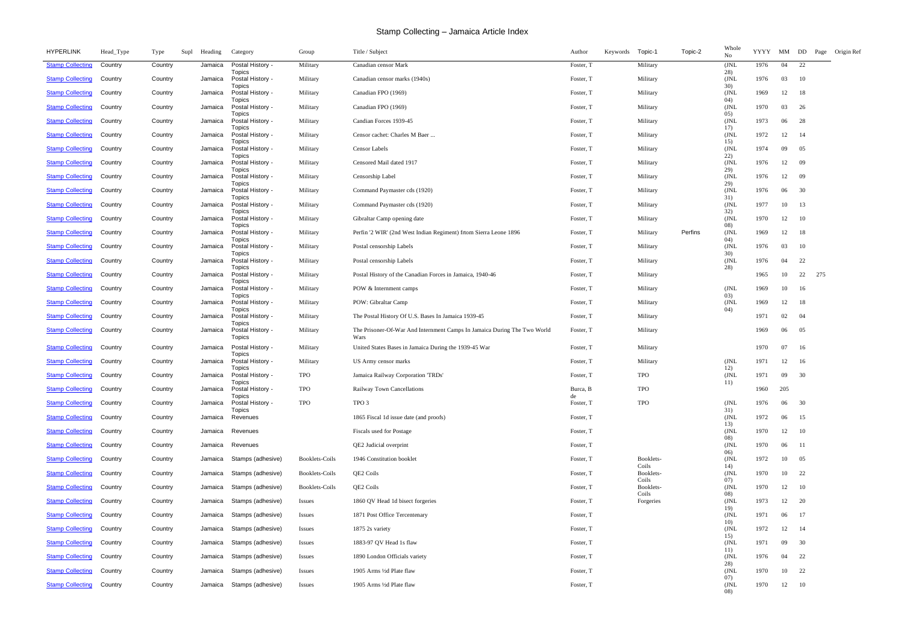# Stamp Collecting – Jamaica Article Index

| HYPERLINK | Head_Type | Type | Supl | Heading | Category | Group | Title / Subject | Author | Keywords | Topic-1 | Topic-2 | Whole No | YYYY | MM | DD | Page | Origin Ref |
|---|---|---|---|---|---|---|---|---|---|---|---|---|---|---|---|---|---|
| Stamp Collecting | Country | Country | | Jamaica | Postal History - Topics | Military | Canadian censor Mark | Foster, T | | Military | | (JNL 28) | 1976 | 04 | 22 | | |
| Stamp Collecting | Country | Country | | Jamaica | Postal History - Topics | Military | Canadian censor marks (1940s) | Foster, T | | Military | | (JNL 30) | 1976 | 03 | 10 | | |
| Stamp Collecting | Country | Country | | Jamaica | Postal History - Topics | Military | Canadian FPO (1969) | Foster, T | | Military | | (JNL 04) | 1969 | 12 | 18 | | |
| Stamp Collecting | Country | Country | | Jamaica | Postal History - Topics | Military | Canadian FPO (1969) | Foster, T | | Military | | (JNL 05) | 1970 | 03 | 26 | | |
| Stamp Collecting | Country | Country | | Jamaica | Postal History - Topics | Military | Candian Forces 1939-45 | Foster, T | | Military | | (JNL 17) | 1973 | 06 | 28 | | |
| Stamp Collecting | Country | Country | | Jamaica | Postal History - Topics | Military | Censor cachet: Charles M Baer ... | Foster, T | | Military | | (JNL 15) | 1972 | 12 | 14 | | |
| Stamp Collecting | Country | Country | | Jamaica | Postal History - Topics | Military | Censor Labels | Foster, T | | Military | | (JNL 22) | 1974 | 09 | 05 | | |
| Stamp Collecting | Country | Country | | Jamaica | Postal History - Topics | Military | Censored Mail dated 1917 | Foster, T | | Military | | (JNL 29) | 1976 | 12 | 09 | | |
| Stamp Collecting | Country | Country | | Jamaica | Postal History - Topics | Military | Censorship Label | Foster, T | | Military | | (JNL 29) | 1976 | 12 | 09 | | |
| Stamp Collecting | Country | Country | | Jamaica | Postal History - Topics | Military | Command Paymaster cds (1920) | Foster, T | | Military | | (JNL 31) | 1976 | 06 | 30 | | |
| Stamp Collecting | Country | Country | | Jamaica | Postal History - Topics | Military | Command Paymaster cds (1920) | Foster, T | | Military | | (JNL 32) | 1977 | 10 | 13 | | |
| Stamp Collecting | Country | Country | | Jamaica | Postal History - Topics | Military | Gibraltar Camp opening date | Foster, T | | Military | | (JNL 08) | 1970 | 12 | 10 | | |
| Stamp Collecting | Country | Country | | Jamaica | Postal History - Topics | Military | Perfin '2 WIR' (2nd West Indian Regiment) frtom Sierra Leone 1896 | Foster, T | | Military | Perfins | (JNL 04) | 1969 | 12 | 18 | | |
| Stamp Collecting | Country | Country | | Jamaica | Postal History - Topics | Military | Postal censorship Labels | Foster, T | | Military | | (JNL 30) | 1976 | 03 | 10 | | |
| Stamp Collecting | Country | Country | | Jamaica | Postal History - Topics | Military | Postal censorship Labels | Foster, T | | Military | | (JNL 28) | 1976 | 04 | 22 | | |
| Stamp Collecting | Country | Country | | Jamaica | Postal History - Topics | Military | Postal History of the Canadian Forces in Jamaica, 1940-46 | Foster, T | | Military | | | 1965 | 10 | 22 | 275 | |
| Stamp Collecting | Country | Country | | Jamaica | Postal History - Topics | Military | POW & Internment camps | Foster, T | | Military | | (JNL 03) | 1969 | 10 | 16 | | |
| Stamp Collecting | Country | Country | | Jamaica | Postal History - Topics | Military | POW: Gibraltar Camp | Foster, T | | Military | | (JNL 04) | 1969 | 12 | 18 | | |
| Stamp Collecting | Country | Country | | Jamaica | Postal History - Topics | Military | The Postal History Of U.S. Bases In Jamaica 1939-45 | Foster, T | | Military | | | 1971 | 02 | 04 | | |
| Stamp Collecting | Country | Country | | Jamaica | Postal History - Topics | Military | The Prisoner-Of-War And Internment Camps In Jamaica During The Two World Wars | Foster, T | | Military | | | 1969 | 06 | 05 | | |
| Stamp Collecting | Country | Country | | Jamaica | Postal History - Topics | Military | United States Bases in Jamaica During the 1939-45 War | Foster, T | | Military | | | 1970 | 07 | 16 | | |
| Stamp Collecting | Country | Country | | Jamaica | Postal History - Topics | Military | US Army censor marks | Foster, T | | Military | | (JNL 12) | 1971 | 12 | 16 | | |
| Stamp Collecting | Country | Country | | Jamaica | Postal History - Topics | TPO | Jamaica Railway Corporation 'TRDs' | Foster, T | | TPO | | (JNL 11) | 1971 | 09 | 30 | | |
| Stamp Collecting | Country | Country | | Jamaica | Postal History - Topics | TPO | Railway Town Cancellations | Burca, B de | | TPO | | | 1960 | 205 | | | |
| Stamp Collecting | Country | Country | | Jamaica | Postal History - Topics | TPO | TPO 3 | Foster, T | | TPO | | (JNL 31) | 1976 | 06 | 30 | | |
| Stamp Collecting | Country | Country | | Jamaica | Revenues | | 1865 Fiscal 1d issue date (and proofs) | Foster, T | | | | (JNL 13) | 1972 | 06 | 15 | | |
| Stamp Collecting | Country | Country | | Jamaica | Revenues | | Fiscals used for Postage | Foster, T | | | | (JNL 08) | 1970 | 12 | 10 | | |
| Stamp Collecting | Country | Country | | Jamaica | Revenues | | QE2 Judicial overprint | Foster, T | | | | (JNL 06) | 1970 | 06 | 11 | | |
| Stamp Collecting | Country | Country | | Jamaica | Stamps (adhesive) | Booklets-Coils | 1946 Constitution booklet | Foster, T | | Booklets-Coils | | (JNL 14) | 1972 | 10 | 05 | | |
| Stamp Collecting | Country | Country | | Jamaica | Stamps (adhesive) | Booklets-Coils | QE2 Coils | Foster, T | | Booklets-Coils | | (JNL 07) | 1970 | 10 | 22 | | |
| Stamp Collecting | Country | Country | | Jamaica | Stamps (adhesive) | Booklets-Coils | QE2 Coils | Foster, T | | Booklets-Coils | | (JNL 08) | 1970 | 12 | 10 | | |
| Stamp Collecting | Country | Country | | Jamaica | Stamps (adhesive) | Issues | 1860 QV Head 1d bisect forgeries | Foster, T | | Forgeries | | (JNL 19) | 1973 | 12 | 20 | | |
| Stamp Collecting | Country | Country | | Jamaica | Stamps (adhesive) | Issues | 1871 Post Office Tercentenary | Foster, T | | | | (JNL 10) | 1971 | 06 | 17 | | |
| Stamp Collecting | Country | Country | | Jamaica | Stamps (adhesive) | Issues | 1875 2s variety | Foster, T | | | | (JNL 15) | 1972 | 12 | 14 | | |
| Stamp Collecting | Country | Country | | Jamaica | Stamps (adhesive) | Issues | 1883-97 QV Head 1s flaw | Foster, T | | | | (JNL 11) | 1971 | 09 | 30 | | |
| Stamp Collecting | Country | Country | | Jamaica | Stamps (adhesive) | Issues | 1890 London Officials variety | Foster, T | | | | (JNL 28) | 1976 | 04 | 22 | | |
| Stamp Collecting | Country | Country | | Jamaica | Stamps (adhesive) | Issues | 1905 Arms ½d Plate flaw | Foster, T | | | | (JNL 07) | 1970 | 10 | 22 | | |
| Stamp Collecting | Country | Country | | Jamaica | Stamps (adhesive) | Issues | 1905 Arms ½d Plate flaw | Foster, T | | | | (JNL 08) | 1970 | 12 | 10 | | |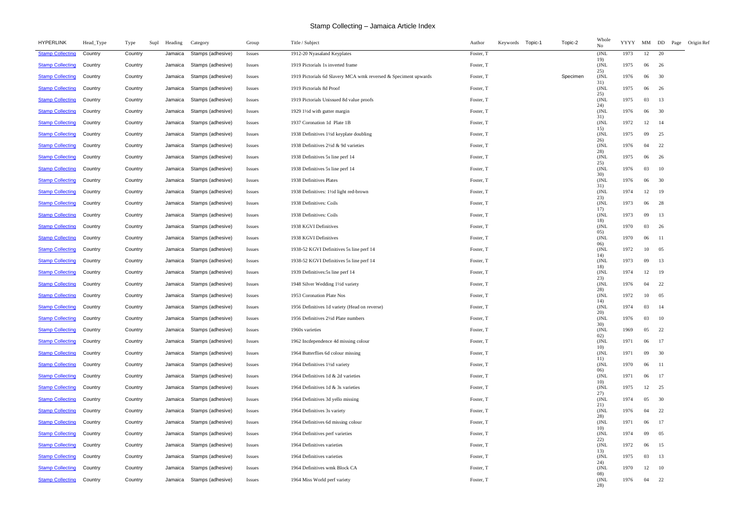# Stamp Collecting – Jamaica Article Index

| HYPERLINK | Head_Type | Type | Supl | Heading | Category | Group | Title / Subject | Author | Keywords | Topic-1 | Topic-2 | Whole No | YYYY | MM | DD | Page | Origin Ref |
|---|---|---|---|---|---|---|---|---|---|---|---|---|---|---|---|---|---|
| Stamp Collecting | Country | Country | | Jamaica | Stamps (adhesive) | Issues | 1912-20 Nyasaland Keyplates | Foster, T | | | | (JNL 19) | 1973 | 12 | 20 | | |
| Stamp Collecting | Country | Country | | Jamaica | Stamps (adhesive) | Issues | 1919 Pictorials 1s inverted frame | Foster, T | | | | (JNL 25) | 1975 | 06 | 26 | | |
| Stamp Collecting | Country | Country | | Jamaica | Stamps (adhesive) | Issues | 1919 Pictorials 6d Slavery MCA wmk reversed & Speciment upwards | Foster, T | | | Specimen | (JNL 31) | 1976 | 06 | 30 | | |
| Stamp Collecting | Country | Country | | Jamaica | Stamps (adhesive) | Issues | 1919 Pictorials 8d Proof | Foster, T | | | | (JNL 25) | 1975 | 06 | 26 | | |
| Stamp Collecting | Country | Country | | Jamaica | Stamps (adhesive) | Issues | 1919 Pictorials Unissued 8d value proofs | Foster, T | | | | (JNL 24) | 1975 | 03 | 13 | | |
| Stamp Collecting | Country | Country | | Jamaica | Stamps (adhesive) | Issues | 1929 1½d with gutter margin | Foster, T | | | | (JNL 31) | 1976 | 06 | 30 | | |
| Stamp Collecting | Country | Country | | Jamaica | Stamps (adhesive) | Issues | 1937 Coronation 1d Plate 1B | Foster, T | | | | (JNL 15) | 1972 | 12 | 14 | | |
| Stamp Collecting | Country | Country | | Jamaica | Stamps (adhesive) | Issues | 1938 Definitives 1½d keyplate doubling | Foster, T | | | | (JNL 26) | 1975 | 09 | 25 | | |
| Stamp Collecting | Country | Country | | Jamaica | Stamps (adhesive) | Issues | 1938 Definitives 2½d & 9d varieties | Foster, T | | | | (JNL 28) | 1976 | 04 | 22 | | |
| Stamp Collecting | Country | Country | | Jamaica | Stamps (adhesive) | Issues | 1938 Definitives 5s line perf 14 | Foster, T | | | | (JNL 25) | 1975 | 06 | 26 | | |
| Stamp Collecting | Country | Country | | Jamaica | Stamps (adhesive) | Issues | 1938 Definitives 5s line perf 14 | Foster, T | | | | (JNL 30) | 1976 | 03 | 10 | | |
| Stamp Collecting | Country | Country | | Jamaica | Stamps (adhesive) | Issues | 1938 Definitives Plates | Foster, T | | | | (JNL 31) | 1976 | 06 | 30 | | |
| Stamp Collecting | Country | Country | | Jamaica | Stamps (adhesive) | Issues | 1938 Definitives: 1½d light red-brown | Foster, T | | | | (JNL 23) | 1974 | 12 | 19 | | |
| Stamp Collecting | Country | Country | | Jamaica | Stamps (adhesive) | Issues | 1938 Definitives: Coils | Foster, T | | | | (JNL 17) | 1973 | 06 | 28 | | |
| Stamp Collecting | Country | Country | | Jamaica | Stamps (adhesive) | Issues | 1938 Definitives: Coils | Foster, T | | | | (JNL 18) | 1973 | 09 | 13 | | |
| Stamp Collecting | Country | Country | | Jamaica | Stamps (adhesive) | Issues | 1938 KGVI Definitives | Foster, T | | | | (JNL 05) | 1970 | 03 | 26 | | |
| Stamp Collecting | Country | Country | | Jamaica | Stamps (adhesive) | Issues | 1938 KGVI Definitives | Foster, T | | | | (JNL 06) | 1970 | 06 | 11 | | |
| Stamp Collecting | Country | Country | | Jamaica | Stamps (adhesive) | Issues | 1938-52 KGVI Definitives 5s line perf 14 | Foster, T | | | | (JNL 14) | 1972 | 10 | 05 | | |
| Stamp Collecting | Country | Country | | Jamaica | Stamps (adhesive) | Issues | 1938-52 KGVI Definitives 5s line perf 14 | Foster, T | | | | (JNL 18) | 1973 | 09 | 13 | | |
| Stamp Collecting | Country | Country | | Jamaica | Stamps (adhesive) | Issues | 1939 Definitives:5s line perf 14 | Foster, T | | | | (JNL 23) | 1974 | 12 | 19 | | |
| Stamp Collecting | Country | Country | | Jamaica | Stamps (adhesive) | Issues | 1948 Silver Wedding 1½d variety | Foster, T | | | | (JNL 28) | 1976 | 04 | 22 | | |
| Stamp Collecting | Country | Country | | Jamaica | Stamps (adhesive) | Issues | 1953 Coronation Plate Nos | Foster, T | | | | (JNL 14) | 1972 | 10 | 05 | | |
| Stamp Collecting | Country | Country | | Jamaica | Stamps (adhesive) | Issues | 1956 Definitives 1d variety (Head on reverse) | Foster, T | | | | (JNL 20) | 1974 | 03 | 14 | | |
| Stamp Collecting | Country | Country | | Jamaica | Stamps (adhesive) | Issues | 1956 Definitives 2½d Plate numbers | Foster, T | | | | (JNL 30) | 1976 | 03 | 10 | | |
| Stamp Collecting | Country | Country | | Jamaica | Stamps (adhesive) | Issues | 1960s varieties | Foster, T | | | | (JNL 02) | 1969 | 05 | 22 | | |
| Stamp Collecting | Country | Country | | Jamaica | Stamps (adhesive) | Issues | 1962 Incdependence 4d missing colour | Foster, T | | | | (JNL 10) | 1971 | 06 | 17 | | |
| Stamp Collecting | Country | Country | | Jamaica | Stamps (adhesive) | Issues | 1964 Butterflies 6d colour missing | Foster, T | | | | (JNL 11) | 1971 | 09 | 30 | | |
| Stamp Collecting | Country | Country | | Jamaica | Stamps (adhesive) | Issues | 1964 Definitives 1½d variety | Foster, T | | | | (JNL 06) | 1970 | 06 | 11 | | |
| Stamp Collecting | Country | Country | | Jamaica | Stamps (adhesive) | Issues | 1964 Definitives 1d & 2d varieties | Foster, T | | | | (JNL 10) | 1971 | 06 | 17 | | |
| Stamp Collecting | Country | Country | | Jamaica | Stamps (adhesive) | Issues | 1964 Definitives 1d & 3s varieties | Foster, T | | | | (JNL 27) | 1975 | 12 | 25 | | |
| Stamp Collecting | Country | Country | | Jamaica | Stamps (adhesive) | Issues | 1964 Definitives 3d yello missing | Foster, T | | | | (JNL 21) | 1974 | 05 | 30 | | |
| Stamp Collecting | Country | Country | | Jamaica | Stamps (adhesive) | Issues | 1964 Definitives 3s variety | Foster, T | | | | (JNL 28) | 1976 | 04 | 22 | | |
| Stamp Collecting | Country | Country | | Jamaica | Stamps (adhesive) | Issues | 1964 Definitives 6d missing colour | Foster, T | | | | (JNL 10) | 1971 | 06 | 17 | | |
| Stamp Collecting | Country | Country | | Jamaica | Stamps (adhesive) | Issues | 1964 Definitives perf varieties | Foster, T | | | | (JNL 22) | 1974 | 09 | 05 | | |
| Stamp Collecting | Country | Country | | Jamaica | Stamps (adhesive) | Issues | 1964 Definitives varieties | Foster, T | | | | (JNL 13) | 1972 | 06 | 15 | | |
| Stamp Collecting | Country | Country | | Jamaica | Stamps (adhesive) | Issues | 1964 Definitives varieties | Foster, T | | | | (JNL 24) | 1975 | 03 | 13 | | |
| Stamp Collecting | Country | Country | | Jamaica | Stamps (adhesive) | Issues | 1964 Definitives wmk Block CA | Foster, T | | | | (JNL 08) | 1970 | 12 | 10 | | |
| Stamp Collecting | Country | Country | | Jamaica | Stamps (adhesive) | Issues | 1964 Miss World perf variety | Foster, T | | | | (JNL 28) | 1976 | 04 | 22 | | |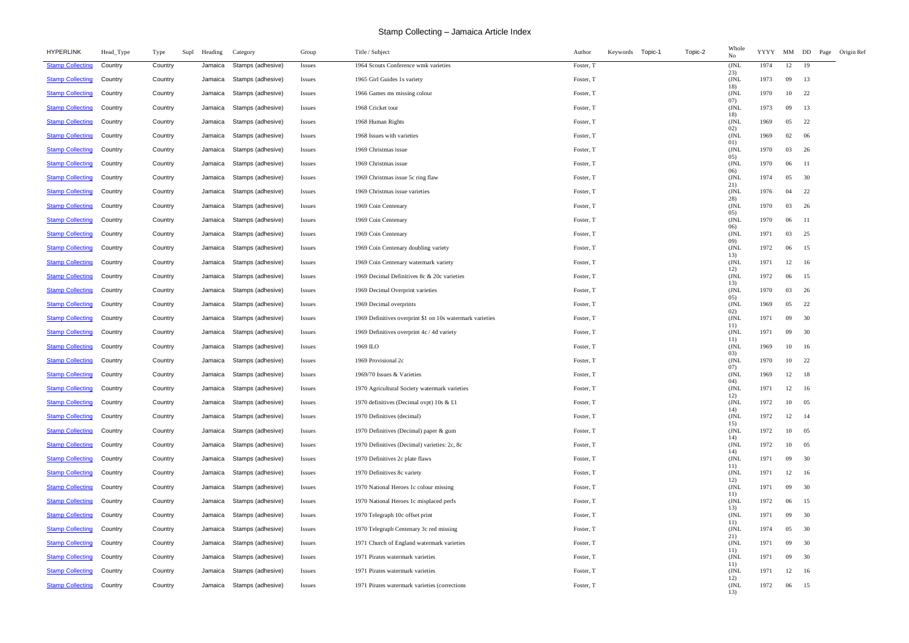# Stamp Collecting – Jamaica Article Index

| HYPERLINK | Head_Type | Type | Supl | Heading | Category | Group | Title / Subject | Author | Keywords | Topic-1 | Topic-2 | Whole No | YYYY | MM | DD | Page | Origin Ref |
|---|---|---|---|---|---|---|---|---|---|---|---|---|---|---|---|---|---|
| Stamp Collecting | Country | Country | | Jamaica | Stamps (adhesive) | Issues | 1964 Scouts Conference wmk varieties | Foster, T | | | | (JNL 23) | 1974 | 12 | 19 | | |
| Stamp Collecting | Country | Country | | Jamaica | Stamps (adhesive) | Issues | 1965 Girl Guides 1s variety | Foster, T | | | | (JNL 18) | 1973 | 09 | 13 | | |
| Stamp Collecting | Country | Country | | Jamaica | Stamps (adhesive) | Issues | 1966 Games ms missing colour | Foster, T | | | | (JNL 07) | 1970 | 10 | 22 | | |
| Stamp Collecting | Country | Country | | Jamaica | Stamps (adhesive) | Issues | 1968 Cricket tour | Foster, T | | | | (JNL 18) | 1973 | 09 | 13 | | |
| Stamp Collecting | Country | Country | | Jamaica | Stamps (adhesive) | Issues | 1968 Human Rights | Foster, T | | | | (JNL 02) | 1969 | 05 | 22 | | |
| Stamp Collecting | Country | Country | | Jamaica | Stamps (adhesive) | Issues | 1968 Issues with varieties | Foster, T | | | | (JNL 01) | 1969 | 02 | 06 | | |
| Stamp Collecting | Country | Country | | Jamaica | Stamps (adhesive) | Issues | 1969 Christmas issue | Foster, T | | | | (JNL 05) | 1970 | 03 | 26 | | |
| Stamp Collecting | Country | Country | | Jamaica | Stamps (adhesive) | Issues | 1969 Christmas issue | Foster, T | | | | (JNL 06) | 1970 | 06 | 11 | | |
| Stamp Collecting | Country | Country | | Jamaica | Stamps (adhesive) | Issues | 1969 Christmas issue 5c ring flaw | Foster, T | | | | (JNL 21) | 1974 | 05 | 30 | | |
| Stamp Collecting | Country | Country | | Jamaica | Stamps (adhesive) | Issues | 1969 Christmas issue varieties | Foster, T | | | | (JNL 28) | 1976 | 04 | 22 | | |
| Stamp Collecting | Country | Country | | Jamaica | Stamps (adhesive) | Issues | 1969 Coin Centenary | Foster, T | | | | (JNL 05) | 1970 | 03 | 26 | | |
| Stamp Collecting | Country | Country | | Jamaica | Stamps (adhesive) | Issues | 1969 Coin Centenary | Foster, T | | | | (JNL 06) | 1970 | 06 | 11 | | |
| Stamp Collecting | Country | Country | | Jamaica | Stamps (adhesive) | Issues | 1969 Coin Centenary | Foster, T | | | | (JNL 09) | 1971 | 03 | 25 | | |
| Stamp Collecting | Country | Country | | Jamaica | Stamps (adhesive) | Issues | 1969 Coin Centenary doubling variety | Foster, T | | | | (JNL 13) | 1972 | 06 | 15 | | |
| Stamp Collecting | Country | Country | | Jamaica | Stamps (adhesive) | Issues | 1969 Coin Centenary watermark variety | Foster, T | | | | (JNL 12) | 1971 | 12 | 16 | | |
| Stamp Collecting | Country | Country | | Jamaica | Stamps (adhesive) | Issues | 1969 Decimal Definitives 8c & 20c varieties | Foster, T | | | | (JNL 13) | 1972 | 06 | 15 | | |
| Stamp Collecting | Country | Country | | Jamaica | Stamps (adhesive) | Issues | 1969 Decimal Overprint varieties | Foster, T | | | | (JNL 05) | 1970 | 03 | 26 | | |
| Stamp Collecting | Country | Country | | Jamaica | Stamps (adhesive) | Issues | 1969 Decimal overprints | Foster, T | | | | (JNL 02) | 1969 | 05 | 22 | | |
| Stamp Collecting | Country | Country | | Jamaica | Stamps (adhesive) | Issues | 1969 Definitives overprint $1 on 10s watermark varieties | Foster, T | | | | (JNL 11) | 1971 | 09 | 30 | | |
| Stamp Collecting | Country | Country | | Jamaica | Stamps (adhesive) | Issues | 1969 Definitives overprint 4c / 4d variety | Foster, T | | | | (JNL 11) | 1971 | 09 | 30 | | |
| Stamp Collecting | Country | Country | | Jamaica | Stamps (adhesive) | Issues | 1969 ILO | Foster, T | | | | (JNL 03) | 1969 | 10 | 16 | | |
| Stamp Collecting | Country | Country | | Jamaica | Stamps (adhesive) | Issues | 1969 Provisional 2c | Foster, T | | | | (JNL 07) | 1970 | 10 | 22 | | |
| Stamp Collecting | Country | Country | | Jamaica | Stamps (adhesive) | Issues | 1969/70 Issues & Varieties | Foster, T | | | | (JNL 04) | 1969 | 12 | 18 | | |
| Stamp Collecting | Country | Country | | Jamaica | Stamps (adhesive) | Issues | 1970 Agricultural Society watermark varieties | Foster, T | | | | (JNL 12) | 1971 | 12 | 16 | | |
| Stamp Collecting | Country | Country | | Jamaica | Stamps (adhesive) | Issues | 1970 definitives (Decimal ovpt) 10s & £1 | Foster, T | | | | (JNL 14) | 1972 | 10 | 05 | | |
| Stamp Collecting | Country | Country | | Jamaica | Stamps (adhesive) | Issues | 1970 Definitives (decimal) | Foster, T | | | | (JNL 15) | 1972 | 12 | 14 | | |
| Stamp Collecting | Country | Country | | Jamaica | Stamps (adhesive) | Issues | 1970 Definitives (Decimal) paper & gum | Foster, T | | | | (JNL 14) | 1972 | 10 | 05 | | |
| Stamp Collecting | Country | Country | | Jamaica | Stamps (adhesive) | Issues | 1970 Definitives (Decimal) varieties: 2c, 8c | Foster, T | | | | (JNL 14) | 1972 | 10 | 05 | | |
| Stamp Collecting | Country | Country | | Jamaica | Stamps (adhesive) | Issues | 1970 Definitives 2c plate flaws | Foster, T | | | | (JNL 11) | 1971 | 09 | 30 | | |
| Stamp Collecting | Country | Country | | Jamaica | Stamps (adhesive) | Issues | 1970 Definitives 8c variety | Foster, T | | | | (JNL 12) | 1971 | 12 | 16 | | |
| Stamp Collecting | Country | Country | | Jamaica | Stamps (adhesive) | Issues | 1970 National Heroes 1c colour missing | Foster, T | | | | (JNL 11) | 1971 | 09 | 30 | | |
| Stamp Collecting | Country | Country | | Jamaica | Stamps (adhesive) | Issues | 1970 National Heroes 1c misplaced perfs | Foster, T | | | | (JNL 13) | 1972 | 06 | 15 | | |
| Stamp Collecting | Country | Country | | Jamaica | Stamps (adhesive) | Issues | 1970 Telegraph 10c offset print | Foster, T | | | | (JNL 11) | 1971 | 09 | 30 | | |
| Stamp Collecting | Country | Country | | Jamaica | Stamps (adhesive) | Issues | 1970 Telegraph Centenary 3c red missing | Foster, T | | | | (JNL 21) | 1974 | 05 | 30 | | |
| Stamp Collecting | Country | Country | | Jamaica | Stamps (adhesive) | Issues | 1971 Church of England watermark varieties | Foster, T | | | | (JNL 11) | 1971 | 09 | 30 | | |
| Stamp Collecting | Country | Country | | Jamaica | Stamps (adhesive) | Issues | 1971 Pirates watermark varieties | Foster, T | | | | (JNL 11) | 1971 | 09 | 30 | | |
| Stamp Collecting | Country | Country | | Jamaica | Stamps (adhesive) | Issues | 1971 Pirates watermark varieties | Foster, T | | | | (JNL 12) | 1971 | 12 | 16 | | |
| Stamp Collecting | Country | Country | | Jamaica | Stamps (adhesive) | Issues | 1971 Pirates watermark varieties (corrections | Foster, T | | | | (JNL 13) | 1972 | 06 | 15 | | |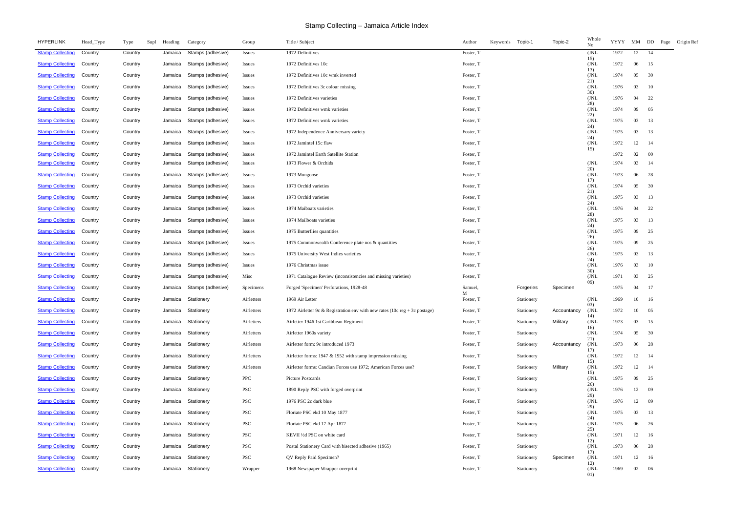# Stamp Collecting – Jamaica Article Index

| HYPERLINK | Head_Type | Type | Supl | Heading | Category | Group | Title / Subject | Author | Keywords | Topic-1 | Topic-2 | Whole No | YYYY | MM | DD | Page | Origin Ref |
|---|---|---|---|---|---|---|---|---|---|---|---|---|---|---|---|---|---|
| Stamp Collecting | Country | Country | | Jamaica | Stamps (adhesive) | Issues | 1972 Definitives | Foster, T | | | | (JNL 15) | 1972 | 12 | 14 | | |
| Stamp Collecting | Country | Country | | Jamaica | Stamps (adhesive) | Issues | 1972 Definitives 10c | Foster, T | | | | (JNL 13) | 1972 | 06 | 15 | | |
| Stamp Collecting | Country | Country | | Jamaica | Stamps (adhesive) | Issues | 1972 Definitives 10c wmk inverted | Foster, T | | | | (JNL 21) | 1974 | 05 | 30 | | |
| Stamp Collecting | Country | Country | | Jamaica | Stamps (adhesive) | Issues | 1972 Definitives 3c colour missing | Foster, T | | | | (JNL 30) | 1976 | 03 | 10 | | |
| Stamp Collecting | Country | Country | | Jamaica | Stamps (adhesive) | Issues | 1972 Definitives varieties | Foster, T | | | | (JNL 28) | 1976 | 04 | 22 | | |
| Stamp Collecting | Country | Country | | Jamaica | Stamps (adhesive) | Issues | 1972 Definitives wmk varieties | Foster, T | | | | (JNL 22) | 1974 | 09 | 05 | | |
| Stamp Collecting | Country | Country | | Jamaica | Stamps (adhesive) | Issues | 1972 Definitives wmk varieties | Foster, T | | | | (JNL 24) | 1975 | 03 | 13 | | |
| Stamp Collecting | Country | Country | | Jamaica | Stamps (adhesive) | Issues | 1972 Independence Anniversary variety | Foster, T | | | | (JNL 24) | 1975 | 03 | 13 | | |
| Stamp Collecting | Country | Country | | Jamaica | Stamps (adhesive) | Issues | 1972 Jamintel 15c flaw | Foster, T | | | | (JNL 15) | 1972 | 12 | 14 | | |
| Stamp Collecting | Country | Country | | Jamaica | Stamps (adhesive) | Issues | 1972 Jamintel Earth Satellite Station | Foster, T | | | | | 1972 | 02 | 00 | | |
| Stamp Collecting | Country | Country | | Jamaica | Stamps (adhesive) | Issues | 1973 Flower & Orchids | Foster, T | | | | (JNL 20) | 1974 | 03 | 14 | | |
| Stamp Collecting | Country | Country | | Jamaica | Stamps (adhesive) | Issues | 1973 Mongoose | Foster, T | | | | (JNL 17) | 1973 | 06 | 28 | | |
| Stamp Collecting | Country | Country | | Jamaica | Stamps (adhesive) | Issues | 1973 Orchid varieties | Foster, T | | | | (JNL 21) | 1974 | 05 | 30 | | |
| Stamp Collecting | Country | Country | | Jamaica | Stamps (adhesive) | Issues | 1973 Orchid varieties | Foster, T | | | | (JNL 24) | 1975 | 03 | 13 | | |
| Stamp Collecting | Country | Country | | Jamaica | Stamps (adhesive) | Issues | 1974 Maiboats varieties | Foster, T | | | | (JNL 28) | 1976 | 04 | 22 | | |
| Stamp Collecting | Country | Country | | Jamaica | Stamps (adhesive) | Issues | 1974 Mailboats varieties | Foster, T | | | | (JNL 24) | 1975 | 03 | 13 | | |
| Stamp Collecting | Country | Country | | Jamaica | Stamps (adhesive) | Issues | 1975 Butterflies quantities | Foster, T | | | | (JNL 26) | 1975 | 09 | 25 | | |
| Stamp Collecting | Country | Country | | Jamaica | Stamps (adhesive) | Issues | 1975 Commonwealth Conference plate nos & quantities | Foster, T | | | | (JNL 26) | 1975 | 09 | 25 | | |
| Stamp Collecting | Country | Country | | Jamaica | Stamps (adhesive) | Issues | 1975 University West Indies varieties | Foster, T | | | | (JNL 24) | 1975 | 03 | 13 | | |
| Stamp Collecting | Country | Country | | Jamaica | Stamps (adhesive) | Issues | 1976 Christmas issue | Foster, T | | | | (JNL 30) | 1976 | 03 | 10 | | |
| Stamp Collecting | Country | Country | | Jamaica | Stamps (adhesive) | Misc | 1971 Catalogue Review (inconsistencies and missing varieties) | Foster, T | | | | (JNL 09) | 1971 | 03 | 25 | | |
| Stamp Collecting | Country | Country | | Jamaica | Stamps (adhesive) | Specimens | Forged 'Specimen' Perforations, 1928-48 | Samuel, M | | Forgeries | Specimen | | 1975 | 04 | 17 | | |
| Stamp Collecting | Country | Country | | Jamaica | Stationery | Airletters | 1969 Air Letter | Foster, T | | Stationery | | (JNL 03) | 1969 | 10 | 16 | | |
| Stamp Collecting | Country | Country | | Jamaica | Stationery | Airletters | 1972 Airletter 9c & Registration env with new rates (10c reg + 3c postage) | Foster, T | | Stationery | Accountancy | (JNL 14) | 1972 | 10 | 05 | | |
| Stamp Collecting | Country | Country | | Jamaica | Stationery | Airletters | Airletter 1946 1st Caribbean Regiment | Foster, T | | Stationery | Military | (JNL 16) | 1973 | 03 | 15 | | |
| Stamp Collecting | Country | Country | | Jamaica | Stationery | Airletters | Airletter 1960s variety | Foster, T | | Stationery | | (JNL 21) | 1974 | 05 | 30 | | |
| Stamp Collecting | Country | Country | | Jamaica | Stationery | Airletters | Airletter form: 9c introduced 1973 | Foster, T | | Stationery | Accountancy | (JNL 17) | 1973 | 06 | 28 | | |
| Stamp Collecting | Country | Country | | Jamaica | Stationery | Airletters | Airletter forms: 1947 & 1952 with stamp impression missing | Foster, T | | Stationery | | (JNL 15) | 1972 | 12 | 14 | | |
| Stamp Collecting | Country | Country | | Jamaica | Stationery | Airletters | Airletter forms: Candian Forces use 1972; American Forces use? | Foster, T | | Stationery | Military | (JNL 15) | 1972 | 12 | 14 | | |
| Stamp Collecting | Country | Country | | Jamaica | Stationery | PPC | Picture Postcards | Foster, T | | Stationery | | (JNL 26) | 1975 | 09 | 25 | | |
| Stamp Collecting | Country | Country | | Jamaica | Stationery | PSC | 1890 Reply PSC with forged overprint | Foster, T | | Stationery | | (JNL 29) | 1976 | 12 | 09 | | |
| Stamp Collecting | Country | Country | | Jamaica | Stationery | PSC | 1976 PSC 2c dark blue | Foster, T | | Stationery | | (JNL 29) | 1976 | 12 | 09 | | |
| Stamp Collecting | Country | Country | | Jamaica | Stationery | PSC | Floriate PSC ekd 10 May 1877 | Foster, T | | Stationery | | (JNL 24) | 1975 | 03 | 13 | | |
| Stamp Collecting | Country | Country | | Jamaica | Stationery | PSC | Floriate PSC ekd 17 Apr 1877 | Foster, T | | Stationery | | (JNL 25) | 1975 | 06 | 26 | | |
| Stamp Collecting | Country | Country | | Jamaica | Stationery | PSC | KEVII ½d PSC on white card | Foster, T | | Stationery | | (JNL 12) | 1971 | 12 | 16 | | |
| Stamp Collecting | Country | Country | | Jamaica | Stationery | PSC | Postal Stationery Card with bisected adhesive (1965) | Foster, T | | Stationery | | (JNL 17) | 1973 | 06 | 28 | | |
| Stamp Collecting | Country | Country | | Jamaica | Stationery | PSC | QV Reply Paid Specimen? | Foster, T | | Stationery | Specimen | (JNL 12) | 1971 | 12 | 16 | | |
| Stamp Collecting | Country | Country | | Jamaica | Stationery | Wrapper | 1968 Newspaper Wrapper overprint | Foster, T | | Stationery | | (JNL 01) | 1969 | 02 | 06 | | |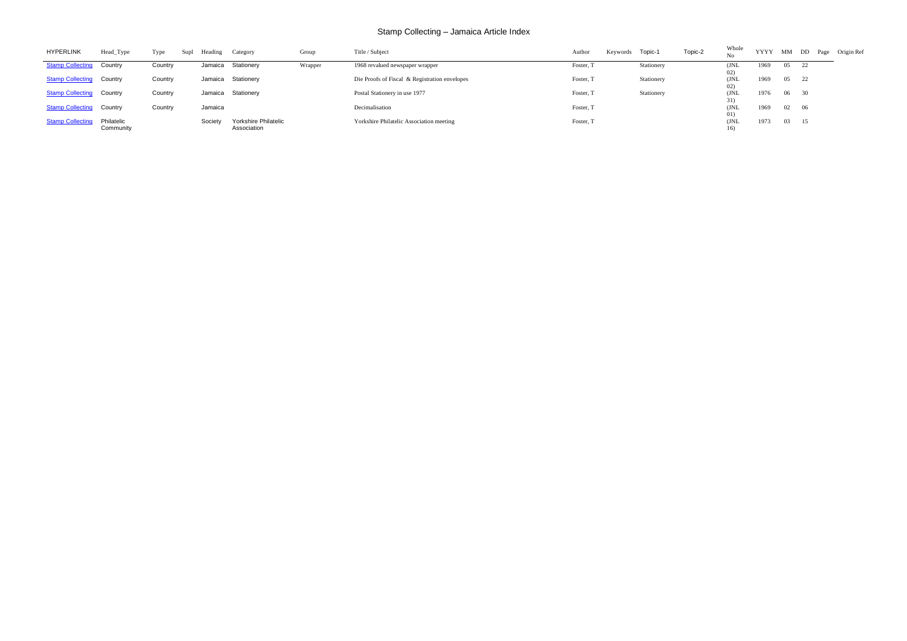# Stamp Collecting – Jamaica Article Index

| HYPERLINK | Head_Type | Type | Supl | Heading | Category | Group | Title / Subject | Author | Keywords | Topic-1 | Topic-2 | Whole No | YYYY | MM | DD | Page | Origin Ref |
|---|---|---|---|---|---|---|---|---|---|---|---|---|---|---|---|---|---|
| Stamp Collecting | Country | Country | | Jamaica | Stationery | Wrapper | 1968 revalued newspaper wrapper | Foster, T | | Stationery | | (JNL 02) | 1969 | 05 | 22 | | |
| Stamp Collecting | Country | Country | | Jamaica | Stationery | | Die Proofs of Fiscal & Registration envelopes | Foster, T | | Stationery | | (JNL 02) | 1969 | 05 | 22 | | |
| Stamp Collecting | Country | Country | | Jamaica | Stationery | | Postal Stationery in use 1977 | Foster, T | | Stationery | | (JNL 31) | 1976 | 06 | 30 | | |
| Stamp Collecting | Country | Country | | Jamaica | | | Decimalisation | Foster, T | | | | (JNL 01) | 1969 | 02 | 06 | | |
| Stamp Collecting | Philatelic Community | | | Society | Yorkshire Philatelic Association | | Yorkshire Philatelic Association meeting | Foster, T | | | | (JNL 16) | 1973 | 03 | 15 | | |